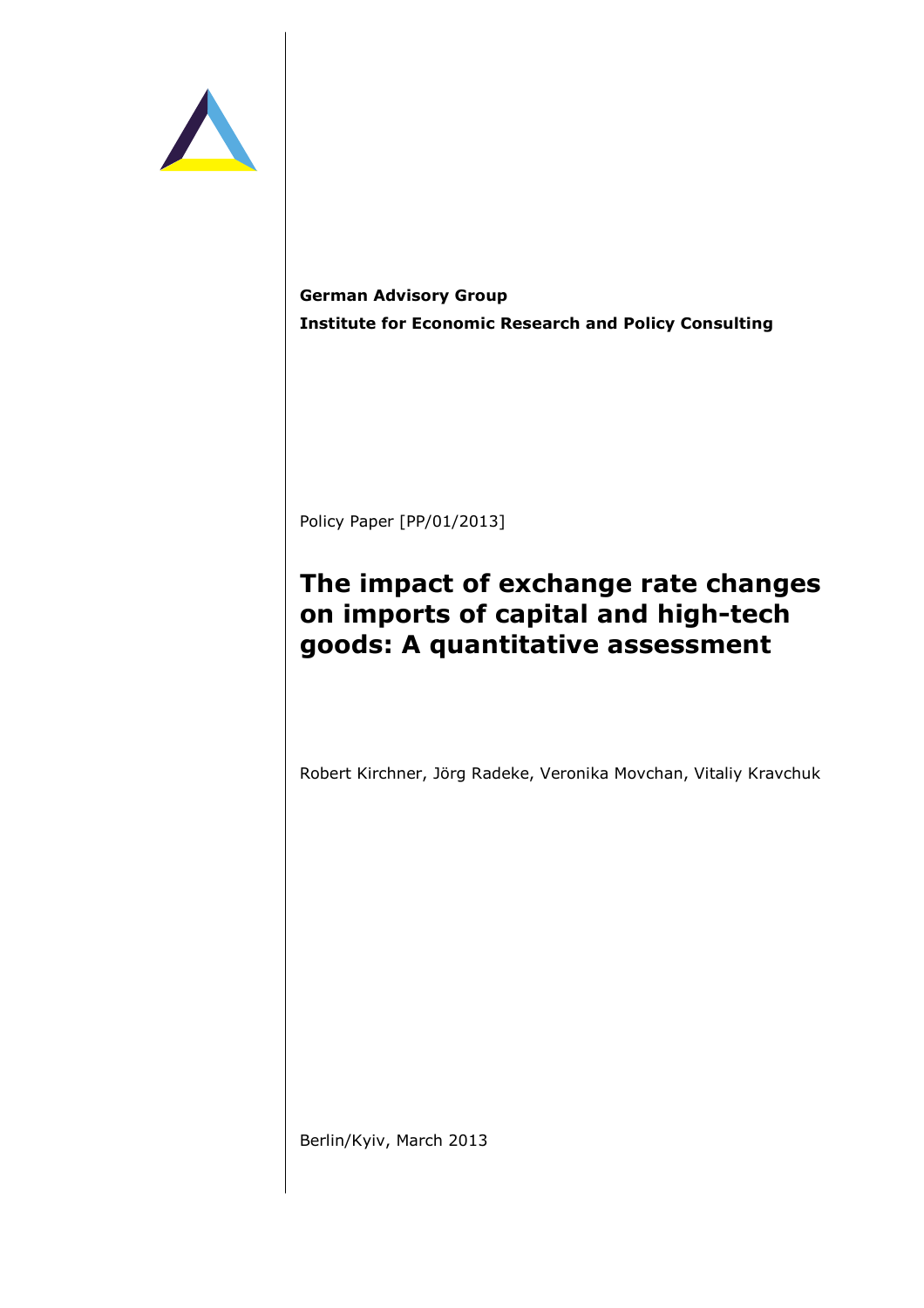**German Advisory Group**

**Institute for Economic Research and Policy Consulting**

Policy Paper [PP/01/2013]

# The impact of exchange rate changes on imports of capital and high-tech goods: A quantitative assessment

Robert Kirchner, Jörg Radeke, Veronika Movchan, Vitaliy Kravchuk

Berlin/Kyiv, March 2013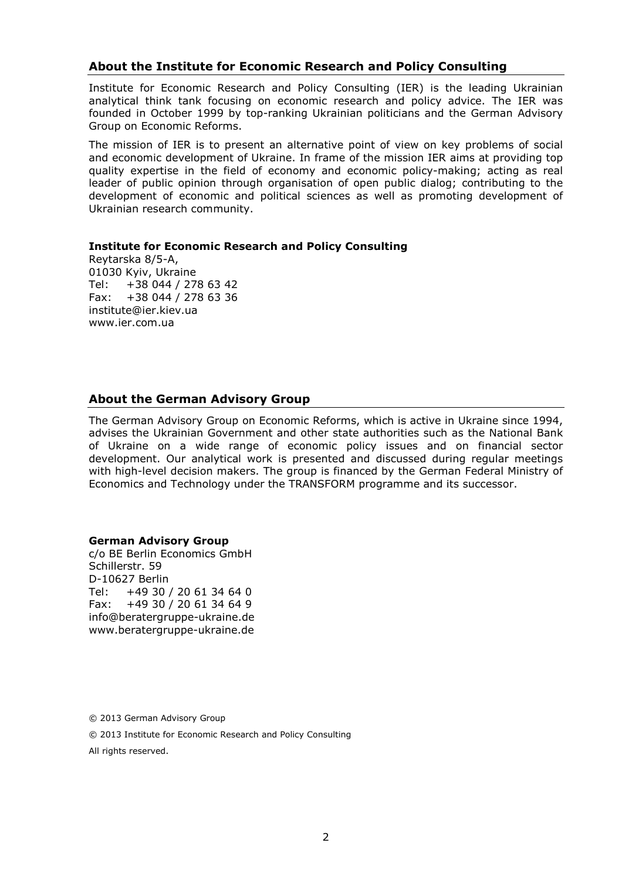## About the Institute for Economic Research and Policy Consulting

Institute for Economic Research and Policy Consulting (IER) is the leading Ukrainian analytical think tank focusing on economic research and policy advice. The IER was founded in October 1999 by top-ranking Ukrainian politicians and the German Advisory Group on Economic Reforms.

The mission of IER is to present an alternative point of view on key problems of social and economic development of Ukraine. In frame of the mission IER aims at providing top quality expertise in the field of economy and economic policy-making; acting as real leader of public opinion through organisation of open public dialog; contributing to the development of economic and political sciences as well as promoting development of Ukrainian research community.

**Institute for Economic Research and Policy Consulting**
Reytarska 8/5-A,
01030 Kyiv, Ukraine
Tel: +38 044 / 278 63 42
Fax: +38 044 / 278 63 36
institute@ier.kiev.ua
www.ier.com.ua

## About the German Advisory Group

The German Advisory Group on Economic Reforms, which is active in Ukraine since 1994, advises the Ukrainian Government and other state authorities such as the National Bank of Ukraine on a wide range of economic policy issues and on financial sector development. Our analytical work is presented and discussed during regular meetings with high-level decision makers. The group is financed by the German Federal Ministry of Economics and Technology under the TRANSFORM programme and its successor.

**German Advisory Group**
c/o BE Berlin Economics GmbH
Schillerstr. 59
D-10627 Berlin
Tel: +49 30 / 20 61 34 64 0
Fax: +49 30 / 20 61 34 64 9
info@beratergruppe-ukraine.de
www.beratergruppe-ukraine.de

© 2013 German Advisory Group

© 2013 Institute for Economic Research and Policy Consulting

All rights reserved.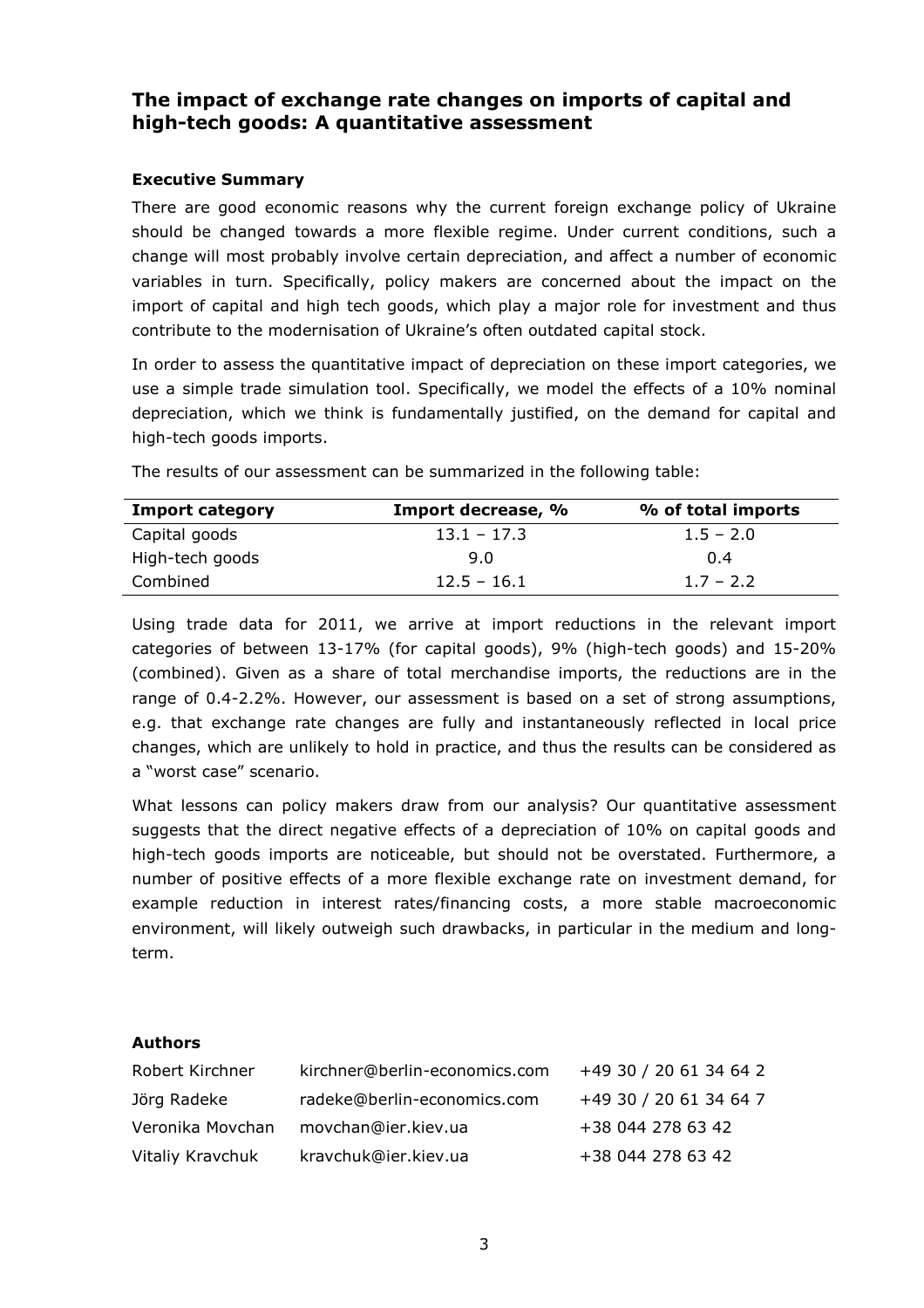## The impact of exchange rate changes on imports of capital and high-tech goods: A quantitative assessment

### Executive Summary

There are good economic reasons why the current foreign exchange policy of Ukraine should be changed towards a more flexible regime. Under current conditions, such a change will most probably involve certain depreciation, and affect a number of economic variables in turn. Specifically, policy makers are concerned about the impact on the import of capital and high tech goods, which play a major role for investment and thus contribute to the modernisation of Ukraine's often outdated capital stock.

In order to assess the quantitative impact of depreciation on these import categories, we use a simple trade simulation tool. Specifically, we model the effects of a 10% nominal depreciation, which we think is fundamentally justified, on the demand for capital and high-tech goods imports.

The results of our assessment can be summarized in the following table:

| Import category | Import decrease, % | % of total imports |
|---|---|---|
| Capital goods | 13.1 – 17.3 | 1.5 – 2.0 |
| High-tech goods | 9.0 | 0.4 |
| Combined | 12.5 – 16.1 | 1.7 – 2.2 |

Using trade data for 2011, we arrive at import reductions in the relevant import categories of between 13-17% (for capital goods), 9% (high-tech goods) and 15-20% (combined). Given as a share of total merchandise imports, the reductions are in the range of 0.4-2.2%. However, our assessment is based on a set of strong assumptions, e.g. that exchange rate changes are fully and instantaneously reflected in local price changes, which are unlikely to hold in practice, and thus the results can be considered as a "worst case" scenario.

What lessons can policy makers draw from our analysis? Our quantitative assessment suggests that the direct negative effects of a depreciation of 10% on capital goods and high-tech goods imports are noticeable, but should not be overstated. Furthermore, a number of positive effects of a more flexible exchange rate on investment demand, for example reduction in interest rates/financing costs, a more stable macroeconomic environment, will likely outweigh such drawbacks, in particular in the medium and long-term.

### Authors

| | | |
|---|---|---|
| Robert Kirchner | kirchner@berlin-economics.com | +49 30 / 20 61 34 64 2 |
| Jörg Radeke | radeke@berlin-economics.com | +49 30 / 20 61 34 64 7 |
| Veronika Movchan | movchan@ier.kiev.ua | +38 044 278 63 42 |
| Vitaliy Kravchuk | kravchuk@ier.kiev.ua | +38 044 278 63 42 |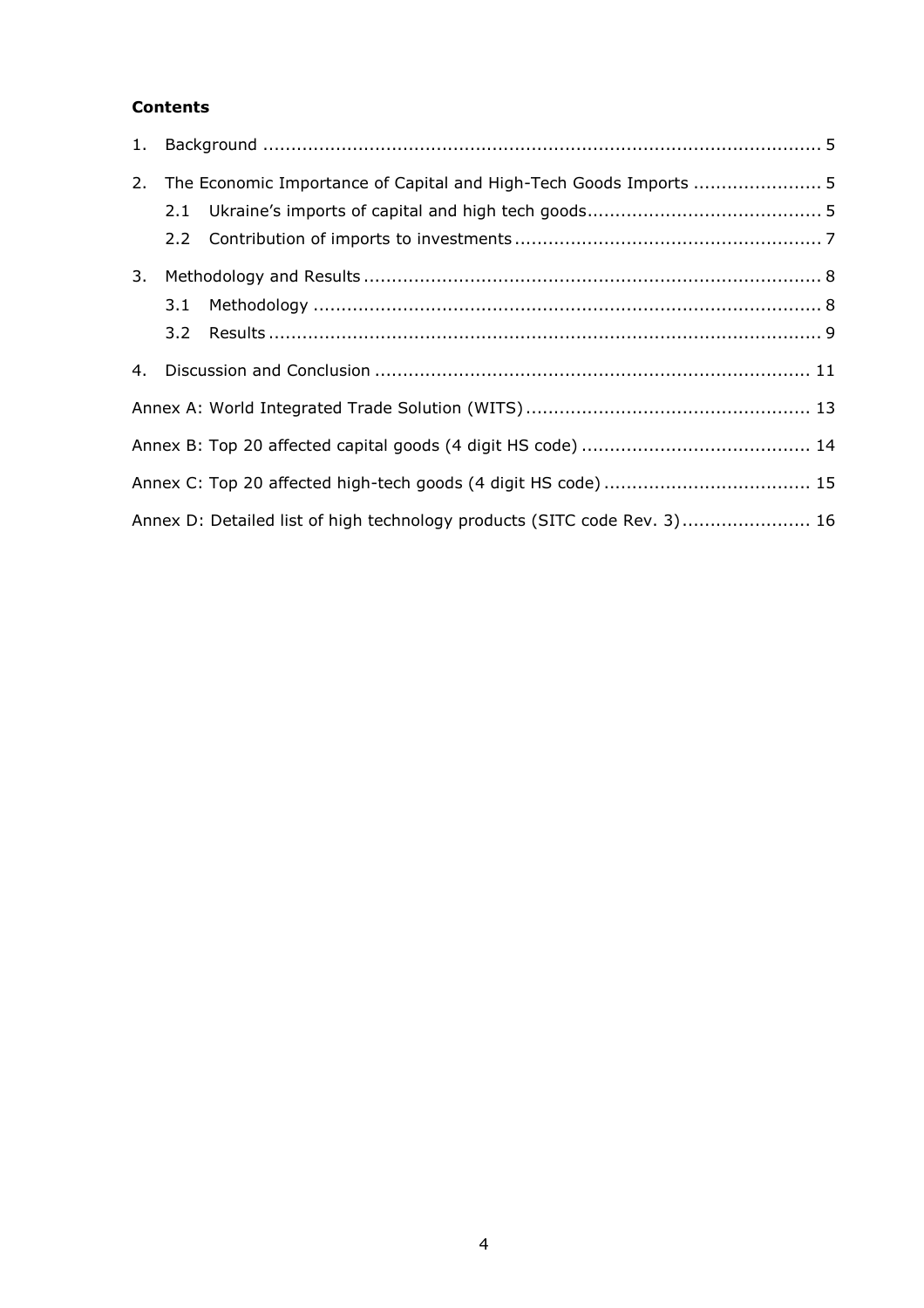**Contents**

1. Background ..................................................................................................... 5
2. The Economic Importance of Capital and High-Tech Goods Imports ....................... 5
   - 2.1 Ukraine's imports of capital and high tech goods.......................................... 5
   - 2.2 Contribution of imports to investments ....................................................... 7
3. Methodology and Results .................................................................................. 8
   - 3.1 Methodology ........................................................................................... 8
   - 3.2 Results .................................................................................................. 9
4. Discussion and Conclusion .............................................................................. 11

Annex A: World Integrated Trade Solution (WITS) .................................................. 13

Annex B: Top 20 affected capital goods (4 digit HS code) ......................................... 14

Annex C: Top 20 affected high-tech goods (4 digit HS code) ..................................... 15

Annex D: Detailed list of high technology products (SITC code Rev. 3)....................... 16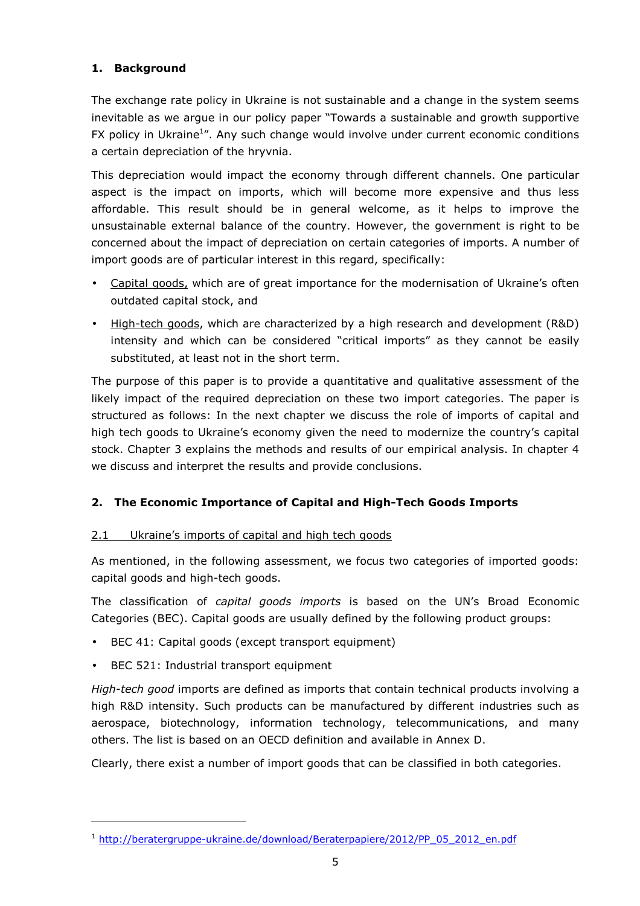## 1. Background

The exchange rate policy in Ukraine is not sustainable and a change in the system seems inevitable as we argue in our policy paper "Towards a sustainable and growth supportive FX policy in Ukraine[1]". Any such change would involve under current economic conditions a certain depreciation of the hryvnia.

This depreciation would impact the economy through different channels. One particular aspect is the impact on imports, which will become more expensive and thus less affordable. This result should be in general welcome, as it helps to improve the unsustainable external balance of the country. However, the government is right to be concerned about the impact of depreciation on certain categories of imports. A number of import goods are of particular interest in this regard, specifically:

- Capital goods, which are of great importance for the modernisation of Ukraine's often outdated capital stock, and
- High-tech goods, which are characterized by a high research and development (R&D) intensity and which can be considered "critical imports" as they cannot be easily substituted, at least not in the short term.

The purpose of this paper is to provide a quantitative and qualitative assessment of the likely impact of the required depreciation on these two import categories. The paper is structured as follows: In the next chapter we discuss the role of imports of capital and high tech goods to Ukraine's economy given the need to modernize the country's capital stock. Chapter 3 explains the methods and results of our empirical analysis. In chapter 4 we discuss and interpret the results and provide conclusions.

## 2. The Economic Importance of Capital and High-Tech Goods Imports

### 2.1 Ukraine's imports of capital and high tech goods

As mentioned, in the following assessment, we focus two categories of imported goods: capital goods and high-tech goods.

The classification of *capital goods imports* is based on the UN's Broad Economic Categories (BEC). Capital goods are usually defined by the following product groups:

- BEC 41: Capital goods (except transport equipment)
- BEC 521: Industrial transport equipment

*High-tech good* imports are defined as imports that contain technical products involving a high R&D intensity. Such products can be manufactured by different industries such as aerospace, biotechnology, information technology, telecommunications, and many others. The list is based on an OECD definition and available in Annex D.

Clearly, there exist a number of import goods that can be classified in both categories.

---

[1] http://beratergruppe-ukraine.de/download/Beraterpapiere/2012/PP_05_2012_en.pdf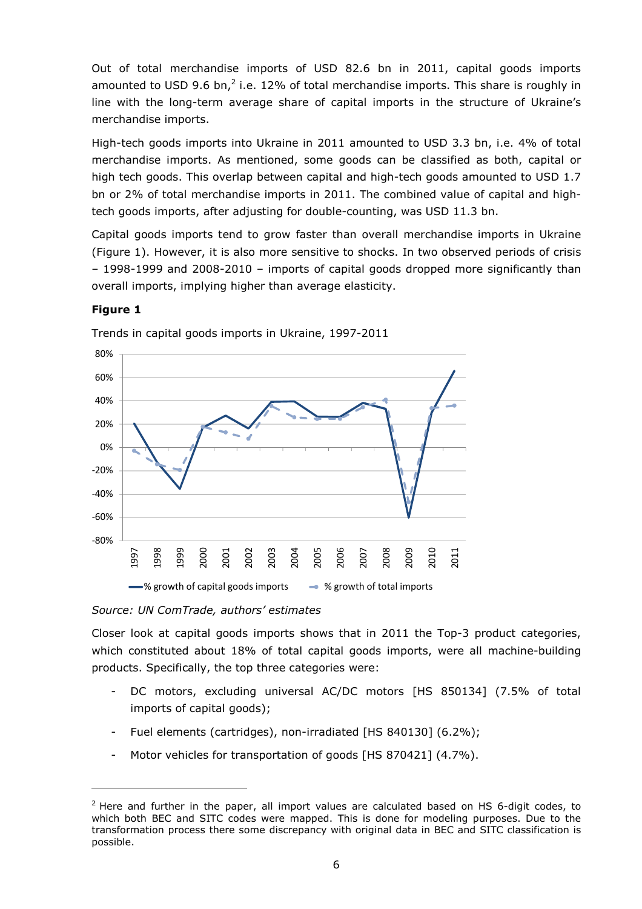Out of total merchandise imports of USD 82.6 bn in 2011, capital goods imports amounted to USD 9.6 bn,[2] i.e. 12% of total merchandise imports. This share is roughly in line with the long-term average share of capital imports in the structure of Ukraine's merchandise imports.

High-tech goods imports into Ukraine in 2011 amounted to USD 3.3 bn, i.e. 4% of total merchandise imports. As mentioned, some goods can be classified as both, capital or high tech goods. This overlap between capital and high-tech goods amounted to USD 1.7 bn or 2% of total merchandise imports in 2011. The combined value of capital and high-tech goods imports, after adjusting for double-counting, was USD 11.3 bn.

Capital goods imports tend to grow faster than overall merchandise imports in Ukraine (Figure 1). However, it is also more sensitive to shocks. In two observed periods of crisis – 1998-1999 and 2008-2010 – imports of capital goods dropped more significantly than overall imports, implying higher than average elasticity.

**Figure 1**

Trends in capital goods imports in Ukraine, 1997-2011

*Source: UN ComTrade, authors' estimates*

Closer look at capital goods imports shows that in 2011 the Top-3 product categories, which constituted about 18% of total capital goods imports, were all machine-building products. Specifically, the top three categories were:

- DC motors, excluding universal AC/DC motors [HS 850134] (7.5% of total imports of capital goods);
- Fuel elements (cartridges), non-irradiated [HS 840130] (6.2%);
- Motor vehicles for transportation of goods [HS 870421] (4.7%).

[2] Here and further in the paper, all import values are calculated based on HS 6-digit codes, to which both BEC and SITC codes were mapped. This is done for modeling purposes. Due to the transformation process there some discrepancy with original data in BEC and SITC classification is possible.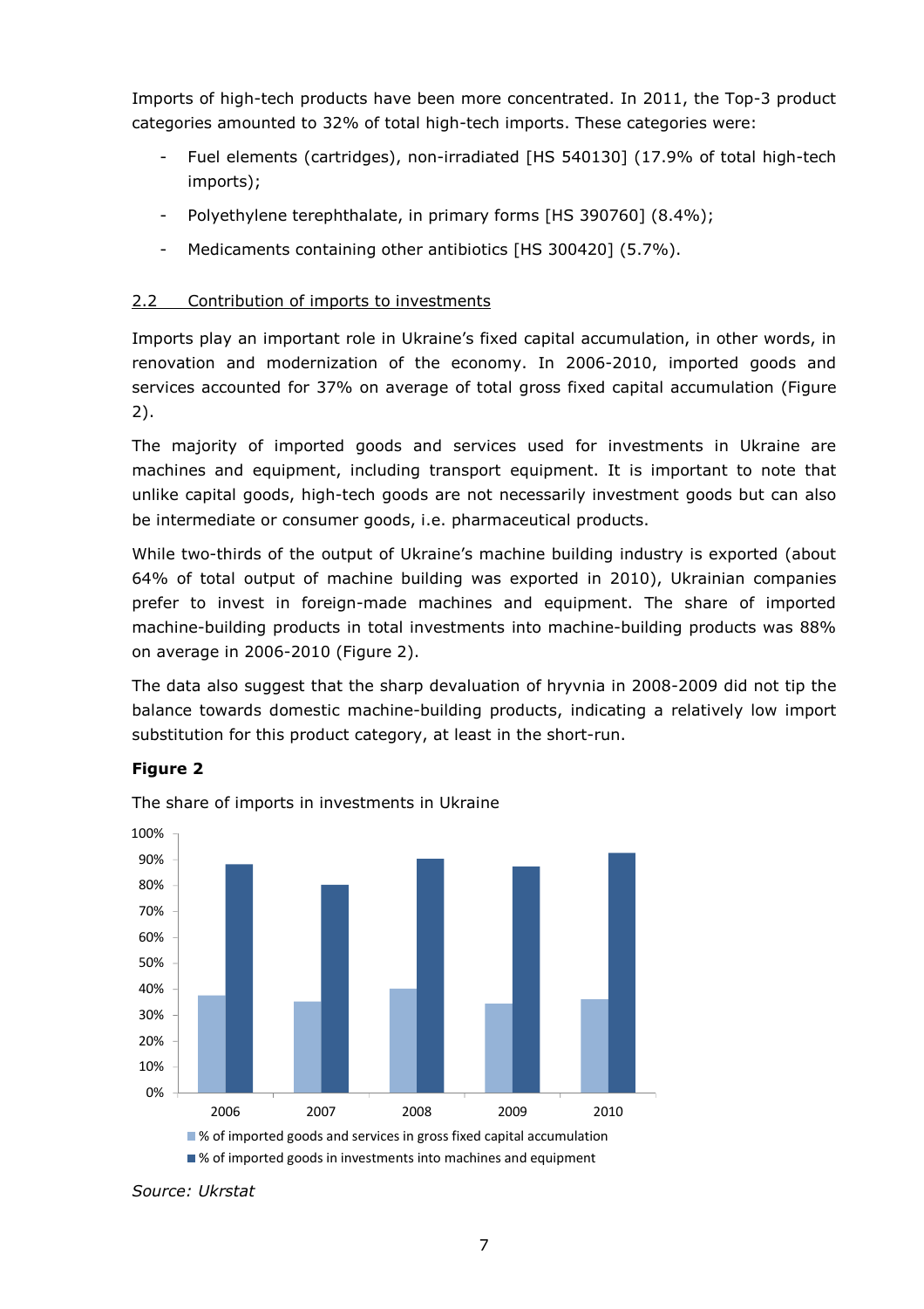Imports of high-tech products have been more concentrated. In 2011, the Top-3 product categories amounted to 32% of total high-tech imports. These categories were:

- Fuel elements (cartridges), non-irradiated [HS 540130] (17.9% of total high-tech imports);
- Polyethylene terephthalate, in primary forms [HS 390760] (8.4%);
- Medicaments containing other antibiotics [HS 300420] (5.7%).

## 2.2 Contribution of imports to investments

Imports play an important role in Ukraine's fixed capital accumulation, in other words, in renovation and modernization of the economy. In 2006-2010, imported goods and services accounted for 37% on average of total gross fixed capital accumulation (Figure 2).

The majority of imported goods and services used for investments in Ukraine are machines and equipment, including transport equipment. It is important to note that unlike capital goods, high-tech goods are not necessarily investment goods but can also be intermediate or consumer goods, i.e. pharmaceutical products.

While two-thirds of the output of Ukraine's machine building industry is exported (about 64% of total output of machine building was exported in 2010), Ukrainian companies prefer to invest in foreign-made machines and equipment. The share of imported machine-building products in total investments into machine-building products was 88% on average in 2006-2010 (Figure 2).

The data also suggest that the sharp devaluation of hryvnia in 2008-2009 did not tip the balance towards domestic machine-building products, indicating a relatively low import substitution for this product category, at least in the short-run.

**Figure 2**

The share of imports in investments in Ukraine

*Source: Ukrstat*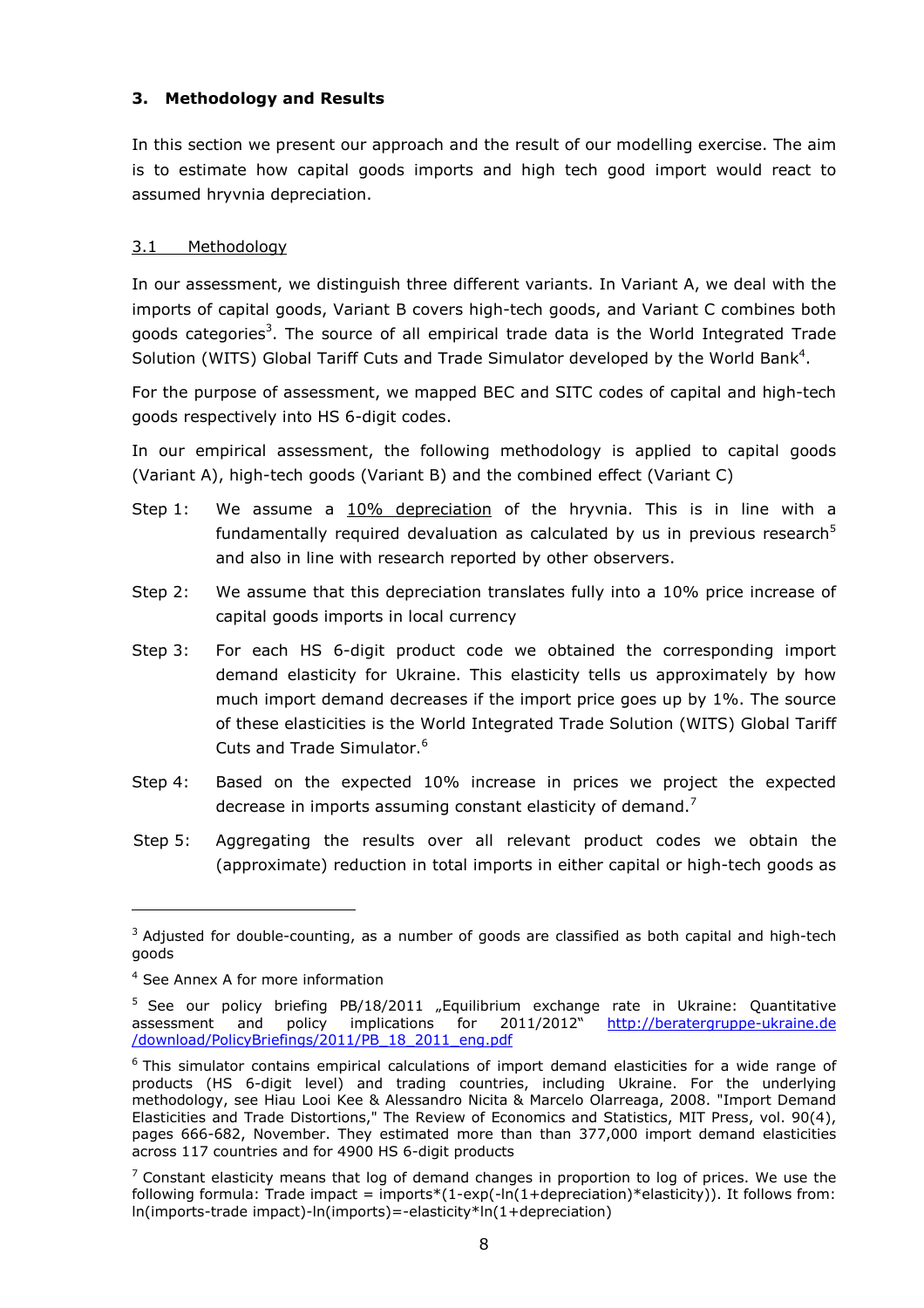### 3. Methodology and Results

In this section we present our approach and the result of our modelling exercise. The aim is to estimate how capital goods imports and high tech good import would react to assumed hryvnia depreciation.

#### 3.1 Methodology

In our assessment, we distinguish three different variants. In Variant A, we deal with the imports of capital goods, Variant B covers high-tech goods, and Variant C combines both goods categories[3]. The source of all empirical trade data is the World Integrated Trade Solution (WITS) Global Tariff Cuts and Trade Simulator developed by the World Bank[4].

For the purpose of assessment, we mapped BEC and SITC codes of capital and high-tech goods respectively into HS 6-digit codes.

In our empirical assessment, the following methodology is applied to capital goods (Variant A), high-tech goods (Variant B) and the combined effect (Variant C)

- Step 1: We assume a <u>10% depreciation</u> of the hryvnia. This is in line with a fundamentally required devaluation as calculated by us in previous research[5] and also in line with research reported by other observers.
- Step 2: We assume that this depreciation translates fully into a 10% price increase of capital goods imports in local currency
- Step 3: For each HS 6-digit product code we obtained the corresponding import demand elasticity for Ukraine. This elasticity tells us approximately by how much import demand decreases if the import price goes up by 1%. The source of these elasticities is the World Integrated Trade Solution (WITS) Global Tariff Cuts and Trade Simulator.[6]
- Step 4: Based on the expected 10% increase in prices we project the expected decrease in imports assuming constant elasticity of demand.[7]
- Step 5: Aggregating the results over all relevant product codes we obtain the (approximate) reduction in total imports in either capital or high-tech goods as

---

[3] Adjusted for double-counting, as a number of goods are classified as both capital and high-tech goods

[4] See Annex A for more information

[5] See our policy briefing PB/18/2011 „Equilibrium exchange rate in Ukraine: Quantitative assessment and policy implications for 2011/2012" http://beratergruppe-ukraine.de/download/PolicyBriefings/2011/PB_18_2011_eng.pdf

[6] This simulator contains empirical calculations of import demand elasticities for a wide range of products (HS 6-digit level) and trading countries, including Ukraine. For the underlying methodology, see Hiau Looi Kee & Alessandro Nicita & Marcelo Olarreaga, 2008. "Import Demand Elasticities and Trade Distortions," The Review of Economics and Statistics, MIT Press, vol. 90(4), pages 666-682, November. They estimated more than than 377,000 import demand elasticities across 117 countries and for 4900 HS 6-digit products

[7] Constant elasticity means that log of demand changes in proportion to log of prices. We use the following formula: Trade impact = imports*(1-exp(-ln(1+depreciation)*elasticity)). It follows from: ln(imports-trade impact)-ln(imports)=-elasticity*ln(1+depreciation)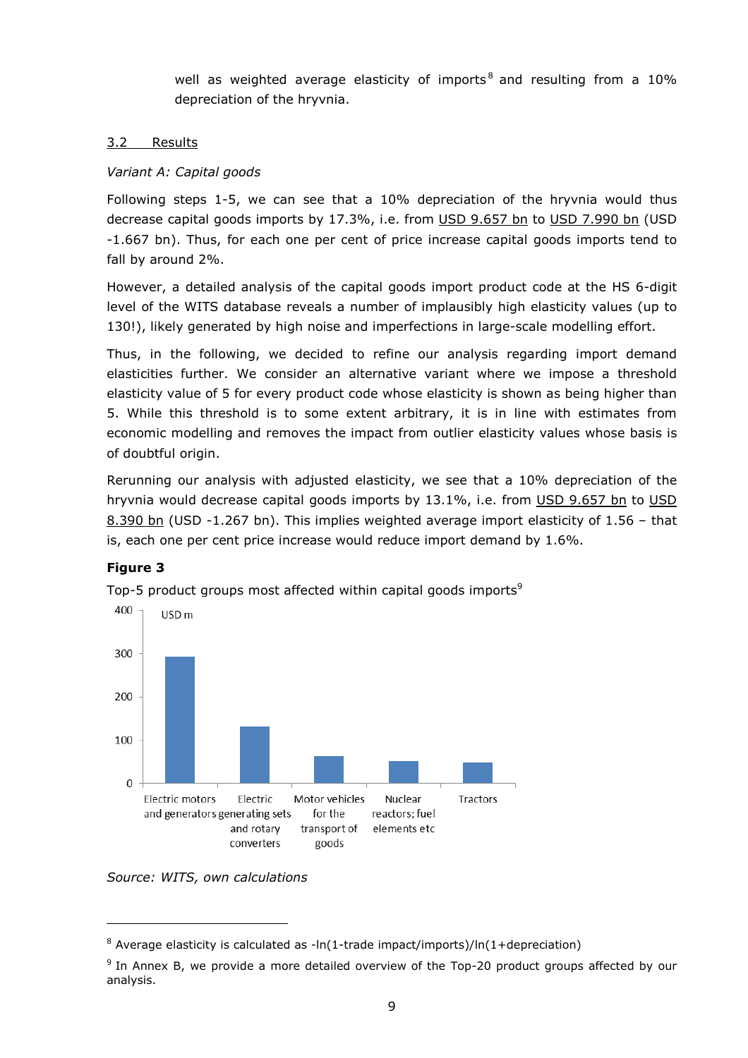well as weighted average elasticity of imports[8] and resulting from a 10% depreciation of the hryvnia.

## 3.2 Results

*Variant A: Capital goods*

Following steps 1-5, we can see that a 10% depreciation of the hryvnia would thus decrease capital goods imports by 17.3%, i.e. from USD 9.657 bn to USD 7.990 bn (USD -1.667 bn). Thus, for each one per cent of price increase capital goods imports tend to fall by around 2%.

However, a detailed analysis of the capital goods import product code at the HS 6-digit level of the WITS database reveals a number of implausibly high elasticity values (up to 130!), likely generated by high noise and imperfections in large-scale modelling effort.

Thus, in the following, we decided to refine our analysis regarding import demand elasticities further. We consider an alternative variant where we impose a threshold elasticity value of 5 for every product code whose elasticity is shown as being higher than 5. While this threshold is to some extent arbitrary, it is in line with estimates from economic modelling and removes the impact from outlier elasticity values whose basis is of doubtful origin.

Rerunning our analysis with adjusted elasticity, we see that a 10% depreciation of the hryvnia would decrease capital goods imports by 13.1%, i.e. from USD 9.657 bn to USD 8.390 bn (USD -1.267 bn). This implies weighted average import elasticity of 1.56 – that is, each one per cent price increase would reduce import demand by 1.6%.

**Figure 3**

Top-5 product groups most affected within capital goods imports[9]

| Product group | USD m (approx.) |
|---|---|
| Electric motors and generators | ~290 |
| Electric generating sets and rotary converters | ~130 |
| Motor vehicles for the transport of goods | ~60 |
| Nuclear reactors; fuel elements etc | ~50 |
| Tractors | ~47 |

*Source: WITS, own calculations*

---

[8] Average elasticity is calculated as -ln(1-trade impact/imports)/ln(1+depreciation)

[9] In Annex B, we provide a more detailed overview of the Top-20 product groups affected by our analysis.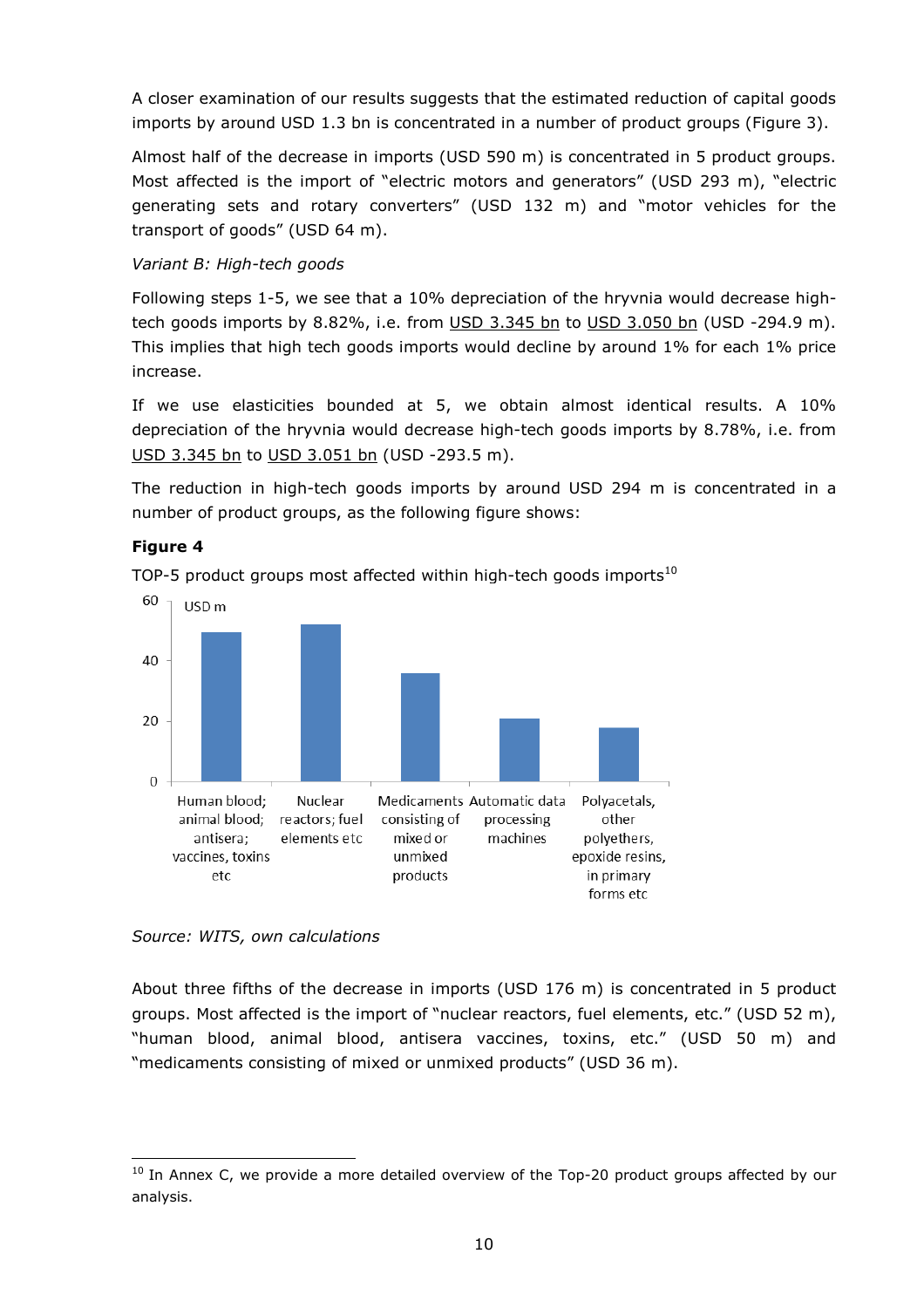A closer examination of our results suggests that the estimated reduction of capital goods imports by around USD 1.3 bn is concentrated in a number of product groups (Figure 3).

Almost half of the decrease in imports (USD 590 m) is concentrated in 5 product groups. Most affected is the import of "electric motors and generators" (USD 293 m), "electric generating sets and rotary converters" (USD 132 m) and "motor vehicles for the transport of goods" (USD 64 m).

*Variant B: High-tech goods*

Following steps 1-5, we see that a 10% depreciation of the hryvnia would decrease high-tech goods imports by 8.82%, i.e. from USD 3.345 bn to USD 3.050 bn (USD -294.9 m). This implies that high tech goods imports would decline by around 1% for each 1% price increase.

If we use elasticities bounded at 5, we obtain almost identical results. A 10% depreciation of the hryvnia would decrease high-tech goods imports by 8.78%, i.e. from USD 3.345 bn to USD 3.051 bn (USD -293.5 m).

The reduction in high-tech goods imports by around USD 294 m is concentrated in a number of product groups, as the following figure shows:

**Figure 4**

TOP-5 product groups most affected within high-tech goods imports[10]

| Product group | USD m |
|---|---|
| Human blood; animal blood; antisera; vaccines, toxins etc | ~50 |
| Nuclear reactors; fuel elements etc | ~52 |
| Medicaments consisting of mixed or unmixed products | ~36 |
| Automatic data processing machines | ~21 |
| Polyacetals, other polyethers, epoxide resins, in primary forms etc | ~18 |

*Source: WITS, own calculations*

About three fifths of the decrease in imports (USD 176 m) is concentrated in 5 product groups. Most affected is the import of "nuclear reactors, fuel elements, etc." (USD 52 m), "human blood, animal blood, antisera vaccines, toxins, etc." (USD 50 m) and "medicaments consisting of mixed or unmixed products" (USD 36 m).

[10] In Annex C, we provide a more detailed overview of the Top-20 product groups affected by our analysis.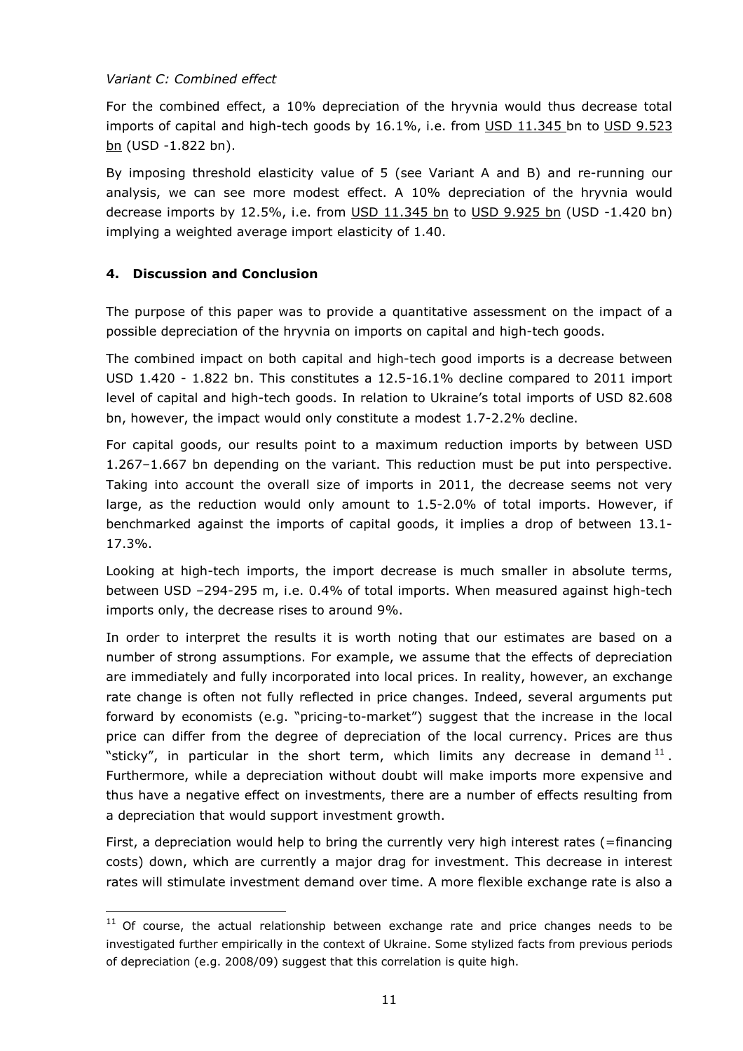*Variant C: Combined effect*

For the combined effect, a 10% depreciation of the hryvnia would thus decrease total imports of capital and high-tech goods by 16.1%, i.e. from USD 11.345 bn to USD 9.523 bn (USD -1.822 bn).

By imposing threshold elasticity value of 5 (see Variant A and B) and re-running our analysis, we can see more modest effect. A 10% depreciation of the hryvnia would decrease imports by 12.5%, i.e. from USD 11.345 bn to USD 9.925 bn (USD -1.420 bn) implying a weighted average import elasticity of 1.40.

## 4. Discussion and Conclusion

The purpose of this paper was to provide a quantitative assessment on the impact of a possible depreciation of the hryvnia on imports on capital and high-tech goods.

The combined impact on both capital and high-tech good imports is a decrease between USD 1.420 - 1.822 bn. This constitutes a 12.5-16.1% decline compared to 2011 import level of capital and high-tech goods. In relation to Ukraine's total imports of USD 82.608 bn, however, the impact would only constitute a modest 1.7-2.2% decline.

For capital goods, our results point to a maximum reduction imports by between USD 1.267–1.667 bn depending on the variant. This reduction must be put into perspective. Taking into account the overall size of imports in 2011, the decrease seems not very large, as the reduction would only amount to 1.5-2.0% of total imports. However, if benchmarked against the imports of capital goods, it implies a drop of between 13.1-17.3%.

Looking at high-tech imports, the import decrease is much smaller in absolute terms, between USD –294-295 m, i.e. 0.4% of total imports. When measured against high-tech imports only, the decrease rises to around 9%.

In order to interpret the results it is worth noting that our estimates are based on a number of strong assumptions. For example, we assume that the effects of depreciation are immediately and fully incorporated into local prices. In reality, however, an exchange rate change is often not fully reflected in price changes. Indeed, several arguments put forward by economists (e.g. "pricing-to-market") suggest that the increase in the local price can differ from the degree of depreciation of the local currency. Prices are thus "sticky", in particular in the short term, which limits any decrease in demand[11]. Furthermore, while a depreciation without doubt will make imports more expensive and thus have a negative effect on investments, there are a number of effects resulting from a depreciation that would support investment growth.

First, a depreciation would help to bring the currently very high interest rates (=financing costs) down, which are currently a major drag for investment. This decrease in interest rates will stimulate investment demand over time. A more flexible exchange rate is also a

[11] Of course, the actual relationship between exchange rate and price changes needs to be investigated further empirically in the context of Ukraine. Some stylized facts from previous periods of depreciation (e.g. 2008/09) suggest that this correlation is quite high.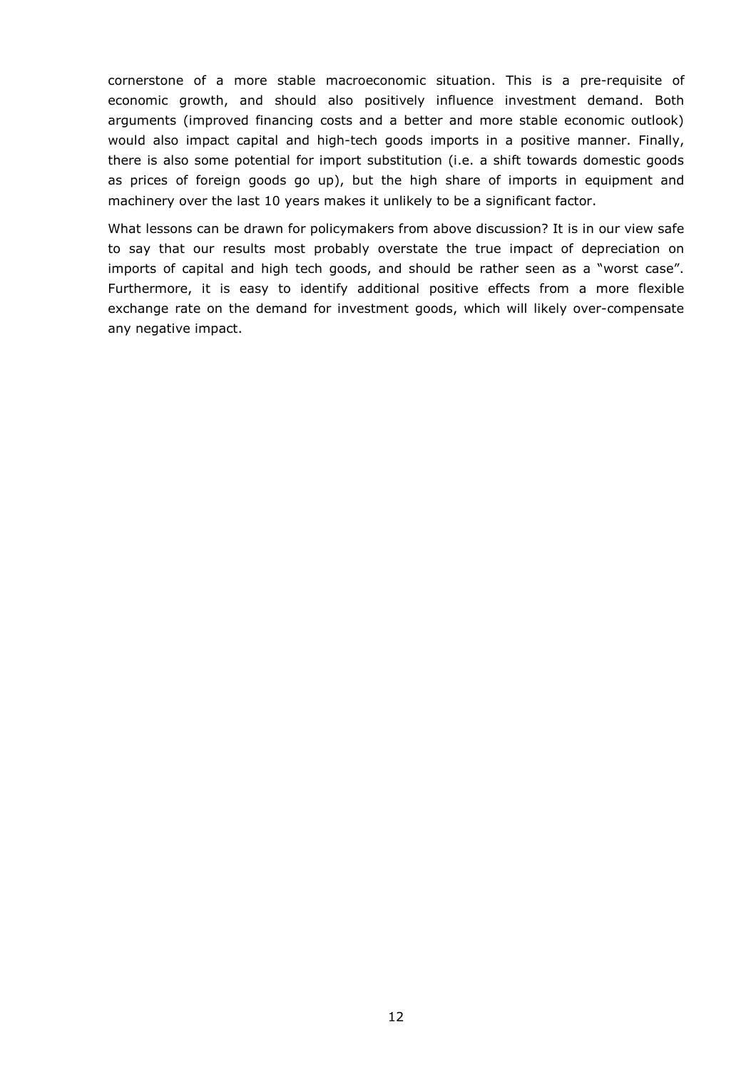cornerstone of a more stable macroeconomic situation. This is a pre-requisite of economic growth, and should also positively influence investment demand. Both arguments (improved financing costs and a better and more stable economic outlook) would also impact capital and high-tech goods imports in a positive manner. Finally, there is also some potential for import substitution (i.e. a shift towards domestic goods as prices of foreign goods go up), but the high share of imports in equipment and machinery over the last 10 years makes it unlikely to be a significant factor.

What lessons can be drawn for policymakers from above discussion? It is in our view safe to say that our results most probably overstate the true impact of depreciation on imports of capital and high tech goods, and should be rather seen as a "worst case". Furthermore, it is easy to identify additional positive effects from a more flexible exchange rate on the demand for investment goods, which will likely over-compensate any negative impact.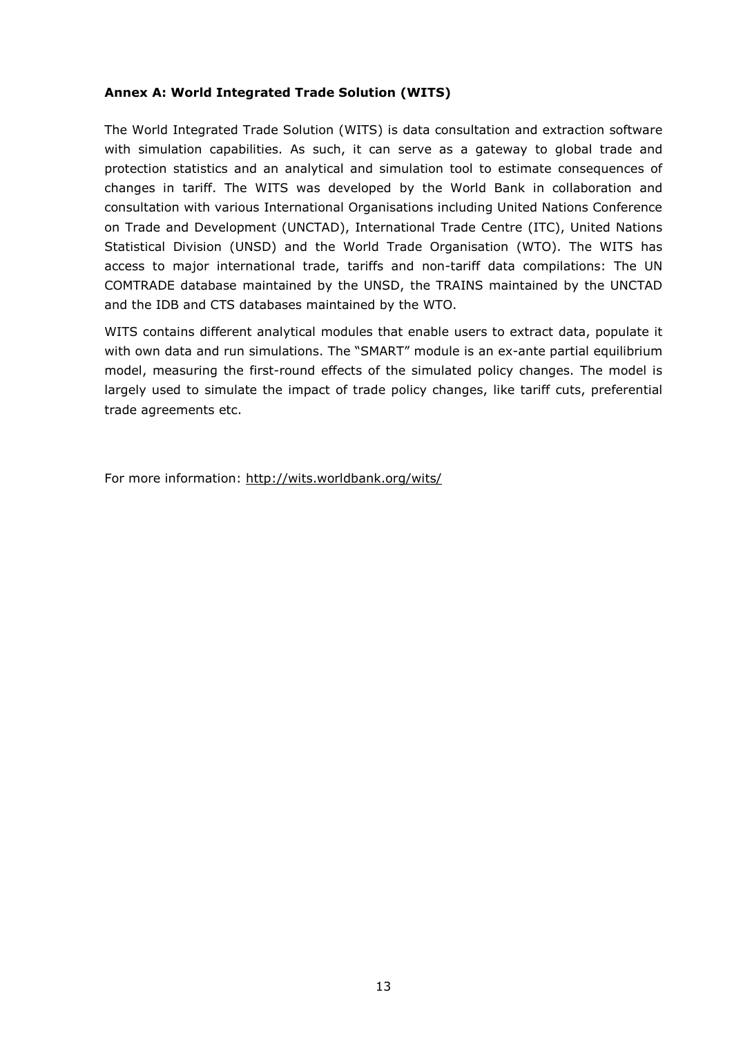**Annex A: World Integrated Trade Solution (WITS)**

The World Integrated Trade Solution (WITS) is data consultation and extraction software with simulation capabilities. As such, it can serve as a gateway to global trade and protection statistics and an analytical and simulation tool to estimate consequences of changes in tariff. The WITS was developed by the World Bank in collaboration and consultation with various International Organisations including United Nations Conference on Trade and Development (UNCTAD), International Trade Centre (ITC), United Nations Statistical Division (UNSD) and the World Trade Organisation (WTO). The WITS has access to major international trade, tariffs and non-tariff data compilations: The UN COMTRADE database maintained by the UNSD, the TRAINS maintained by the UNCTAD and the IDB and CTS databases maintained by the WTO.

WITS contains different analytical modules that enable users to extract data, populate it with own data and run simulations. The "SMART" module is an ex-ante partial equilibrium model, measuring the first-round effects of the simulated policy changes. The model is largely used to simulate the impact of trade policy changes, like tariff cuts, preferential trade agreements etc.

For more information: http://wits.worldbank.org/wits/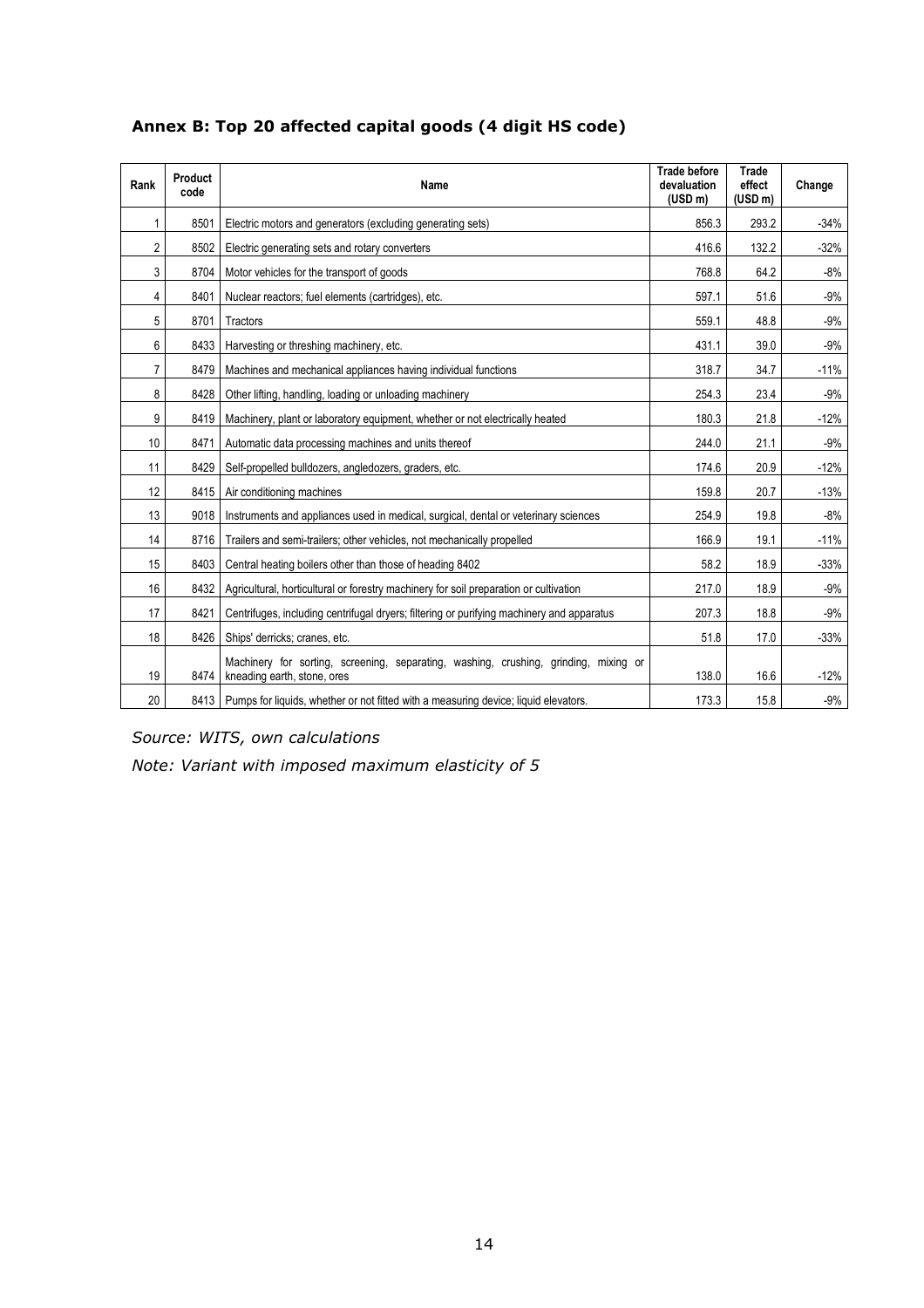## Annex B: Top 20 affected capital goods (4 digit HS code)

| Rank | Product code | Name | Trade before devaluation (USD m) | Trade effect (USD m) | Change |
|---|---|---|---|---|---|
| 1 | 8501 | Electric motors and generators (excluding generating sets) | 856.3 | 293.2 | -34% |
| 2 | 8502 | Electric generating sets and rotary converters | 416.6 | 132.2 | -32% |
| 3 | 8704 | Motor vehicles for the transport of goods | 768.8 | 64.2 | -8% |
| 4 | 8401 | Nuclear reactors; fuel elements (cartridges), etc. | 597.1 | 51.6 | -9% |
| 5 | 8701 | Tractors | 559.1 | 48.8 | -9% |
| 6 | 8433 | Harvesting or threshing machinery, etc. | 431.1 | 39.0 | -9% |
| 7 | 8479 | Machines and mechanical appliances having individual functions | 318.7 | 34.7 | -11% |
| 8 | 8428 | Other lifting, handling, loading or unloading machinery | 254.3 | 23.4 | -9% |
| 9 | 8419 | Machinery, plant or laboratory equipment, whether or not electrically heated | 180.3 | 21.8 | -12% |
| 10 | 8471 | Automatic data processing machines and units thereof | 244.0 | 21.1 | -9% |
| 11 | 8429 | Self-propelled bulldozers, angledozers, graders, etc. | 174.6 | 20.9 | -12% |
| 12 | 8415 | Air conditioning machines | 159.8 | 20.7 | -13% |
| 13 | 9018 | Instruments and appliances used in medical, surgical, dental or veterinary sciences | 254.9 | 19.8 | -8% |
| 14 | 8716 | Trailers and semi-trailers; other vehicles, not mechanically propelled | 166.9 | 19.1 | -11% |
| 15 | 8403 | Central heating boilers other than those of heading 8402 | 58.2 | 18.9 | -33% |
| 16 | 8432 | Agricultural, horticultural or forestry machinery for soil preparation or cultivation | 217.0 | 18.9 | -9% |
| 17 | 8421 | Centrifuges, including centrifugal dryers; filtering or purifying machinery and apparatus | 207.3 | 18.8 | -9% |
| 18 | 8426 | Ships' derricks; cranes, etc. | 51.8 | 17.0 | -33% |
| 19 | 8474 | Machinery for sorting, screening, separating, washing, crushing, grinding, mixing or kneading earth, stone, ores | 138.0 | 16.6 | -12% |
| 20 | 8413 | Pumps for liquids, whether or not fitted with a measuring device; liquid elevators. | 173.3 | 15.8 | -9% |

*Source: WITS, own calculations*

*Note: Variant with imposed maximum elasticity of 5*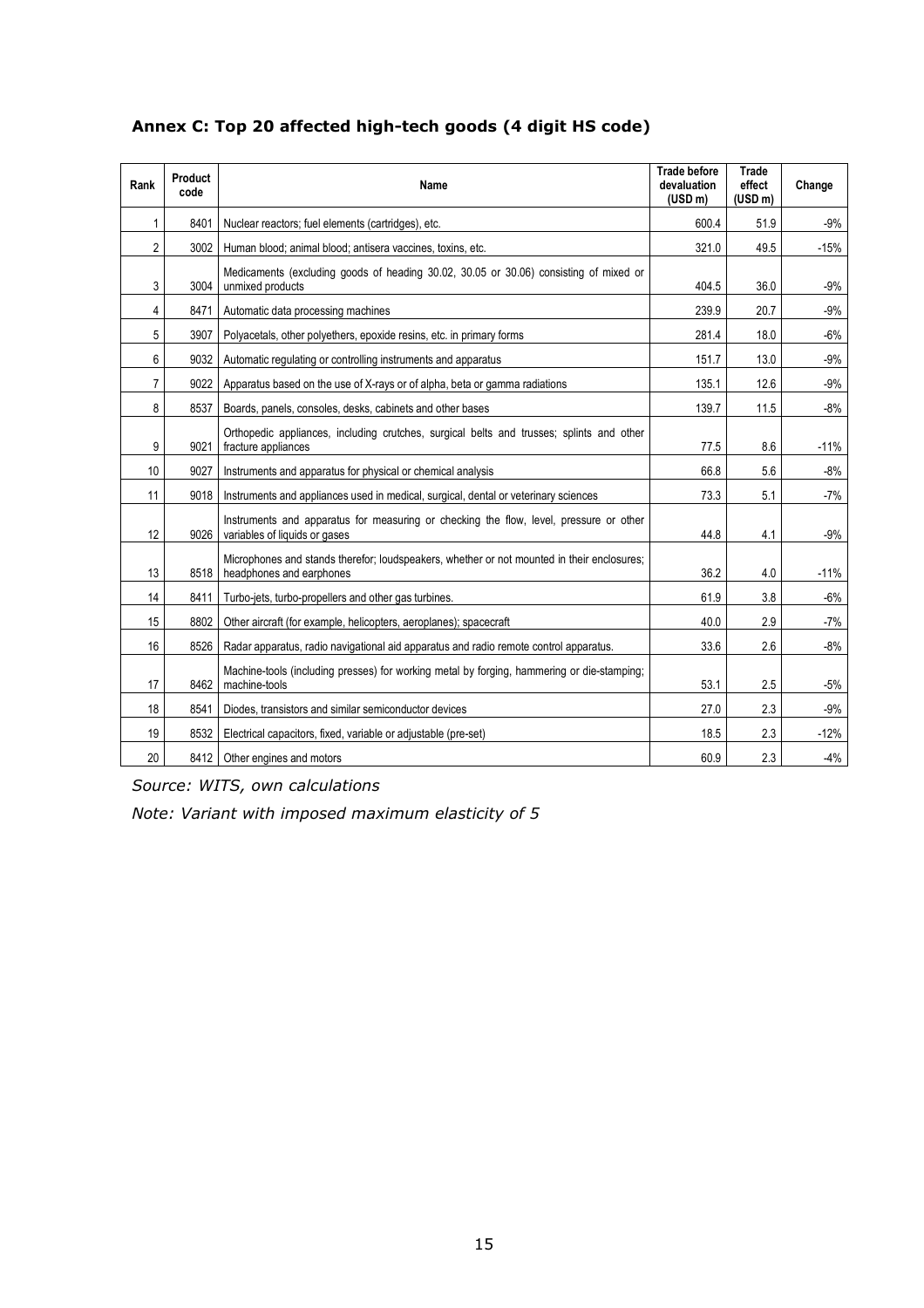## Annex C: Top 20 affected high-tech goods (4 digit HS code)

| Rank | Product code | Name | Trade before devaluation (USD m) | Trade effect (USD m) | Change |
|---|---|---|---|---|---|
| 1 | 8401 | Nuclear reactors; fuel elements (cartridges), etc. | 600.4 | 51.9 | -9% |
| 2 | 3002 | Human blood; animal blood; antisera vaccines, toxins, etc. | 321.0 | 49.5 | -15% |
| 3 | 3004 | Medicaments (excluding goods of heading 30.02, 30.05 or 30.06) consisting of mixed or unmixed products | 404.5 | 36.0 | -9% |
| 4 | 8471 | Automatic data processing machines | 239.9 | 20.7 | -9% |
| 5 | 3907 | Polyacetals, other polyethers, epoxide resins, etc. in primary forms | 281.4 | 18.0 | -6% |
| 6 | 9032 | Automatic regulating or controlling instruments and apparatus | 151.7 | 13.0 | -9% |
| 7 | 9022 | Apparatus based on the use of X-rays or of alpha, beta or gamma radiations | 135.1 | 12.6 | -9% |
| 8 | 8537 | Boards, panels, consoles, desks, cabinets and other bases | 139.7 | 11.5 | -8% |
| 9 | 9021 | Orthopedic appliances, including crutches, surgical belts and trusses; splints and other fracture appliances | 77.5 | 8.6 | -11% |
| 10 | 9027 | Instruments and apparatus for physical or chemical analysis | 66.8 | 5.6 | -8% |
| 11 | 9018 | Instruments and appliances used in medical, surgical, dental or veterinary sciences | 73.3 | 5.1 | -7% |
| 12 | 9026 | Instruments and apparatus for measuring or checking the flow, level, pressure or other variables of liquids or gases | 44.8 | 4.1 | -9% |
| 13 | 8518 | Microphones and stands therefor; loudspeakers, whether or not mounted in their enclosures; headphones and earphones | 36.2 | 4.0 | -11% |
| 14 | 8411 | Turbo-jets, turbo-propellers and other gas turbines. | 61.9 | 3.8 | -6% |
| 15 | 8802 | Other aircraft (for example, helicopters, aeroplanes); spacecraft | 40.0 | 2.9 | -7% |
| 16 | 8526 | Radar apparatus, radio navigational aid apparatus and radio remote control apparatus. | 33.6 | 2.6 | -8% |
| 17 | 8462 | Machine-tools (including presses) for working metal by forging, hammering or die-stamping; machine-tools | 53.1 | 2.5 | -5% |
| 18 | 8541 | Diodes, transistors and similar semiconductor devices | 27.0 | 2.3 | -9% |
| 19 | 8532 | Electrical capacitors, fixed, variable or adjustable (pre-set) | 18.5 | 2.3 | -12% |
| 20 | 8412 | Other engines and motors | 60.9 | 2.3 | -4% |

*Source: WITS, own calculations*

*Note: Variant with imposed maximum elasticity of 5*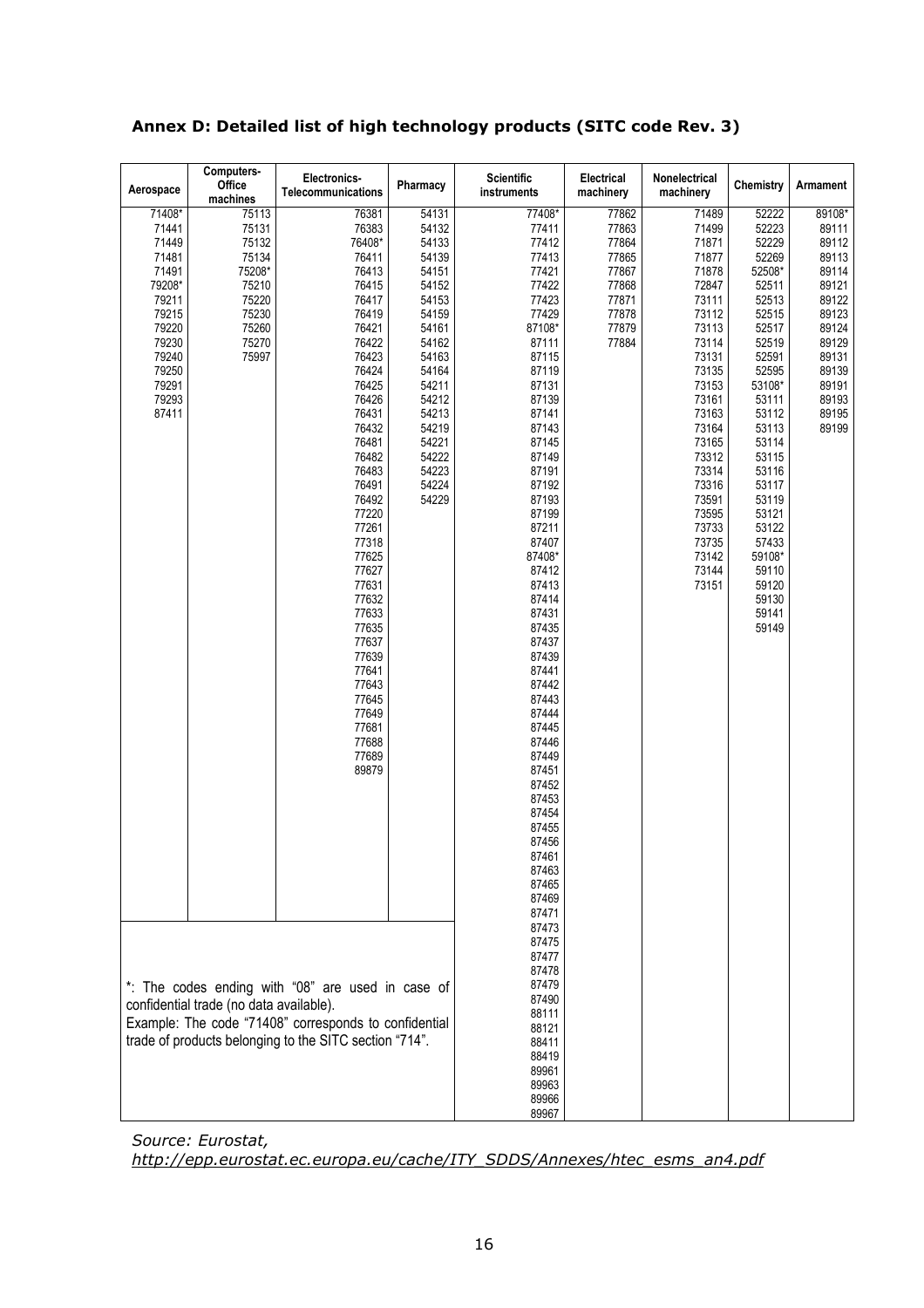## Annex D: Detailed list of high technology products (SITC code Rev. 3)

| Aerospace | Computers-Office machines | Electronics-Telecommunications | Pharmacy | Scientific instruments | Electrical machinery | Nonelectrical machinery | Chemistry | Armament |
|---|---|---|---|---|---|---|---|---|
| 71408* | 75113 | 76381 | 54131 | 77408* | 77862 | 71489 | 52222 | 89108* |
| 71441 | 75131 | 76383 | 54132 | 77411 | 77863 | 71499 | 52223 | 89111 |
| 71449 | 75132 | 76408* | 54133 | 77412 | 77864 | 71871 | 52229 | 89112 |
| 71481 | 75134 | 76411 | 54139 | 77413 | 77865 | 71877 | 52269 | 89113 |
| 71491 | 75208* | 76413 | 54151 | 77421 | 77867 | 71878 | 52508* | 89114 |
| 79208* | 75210 | 76415 | 54152 | 77422 | 77868 | 72847 | 52511 | 89121 |
| 79211 | 75220 | 76417 | 54153 | 77423 | 77871 | 73111 | 52513 | 89122 |
| 79215 | 75230 | 76419 | 54159 | 77429 | 77878 | 73112 | 52515 | 89123 |
| 79220 | 75260 | 76421 | 54161 | 87108* | 77879 | 73113 | 52517 | 89124 |
| 79230 | 75270 | 76422 | 54162 | 87111 | 77884 | 73114 | 52519 | 89129 |
| 79240 | 75997 | 76423 | 54163 | 87115 | | 73131 | 52591 | 89131 |
| 79250 | | 76424 | 54164 | 87119 | | 73135 | 52595 | 89139 |
| 79291 | | 76425 | 54211 | 87131 | | 73153 | 53108* | 89191 |
| 79293 | | 76426 | 54212 | 87139 | | 73161 | 53111 | 89193 |
| 87411 | | 76431 | 54213 | 87141 | | 73163 | 53112 | 89195 |
| | | 76432 | 54219 | 87143 | | 73164 | 53113 | 89199 |
| | | 76481 | 54221 | 87145 | | 73165 | 53114 | |
| | | 76482 | 54222 | 87149 | | 73312 | 53115 | |
| | | 76483 | 54223 | 87191 | | 73314 | 53116 | |
| | | 76491 | 54224 | 87192 | | 73316 | 53117 | |
| | | 76492 | 54229 | 87193 | | 73591 | 53119 | |
| | | 77220 | | 87199 | | 73595 | 53121 | |
| | | 77261 | | 87211 | | 73733 | 53122 | |
| | | 77318 | | 87407 | | 73735 | 57433 | |
| | | 77625 | | 87408* | | 73142 | 59108* | |
| | | 77627 | | 87412 | | 73144 | 59110 | |
| | | 77631 | | 87413 | | 73151 | 59120 | |
| | | 77632 | | 87414 | | | 59130 | |
| | | 77633 | | 87431 | | | 59141 | |
| | | 77635 | | 87435 | | | 59149 | |
| | | 77637 | | 87437 | | | | |
| | | 77639 | | 87439 | | | | |
| | | 77641 | | 87441 | | | | |
| | | 77643 | | 87442 | | | | |
| | | 77645 | | 87443 | | | | |
| | | 77649 | | 87444 | | | | |
| | | 77681 | | 87445 | | | | |
| | | 77688 | | 87446 | | | | |
| | | 77689 | | 87449 | | | | |
| | | 89879 | | 87451 | | | | |
| | | | | 87452 | | | | |
| | | | | 87453 | | | | |
| | | | | 87454 | | | | |
| | | | | 87455 | | | | |
| | | | | 87456 | | | | |
| | | | | 87461 | | | | |
| | | | | 87463 | | | | |
| | | | | 87465 | | | | |
| | | | | 87469 | | | | |
| | | | | 87471 | | | | |
| | | | | 87473 | | | | |
| | | | | 87475 | | | | |
| | | | | 87477 | | | | |
| | | | | 87478 | | | | |
| | | | | 87479 | | | | |
| | | | | 87490 | | | | |
| | | | | 88111 | | | | |
| | | | | 88121 | | | | |
| | | | | 88411 | | | | |
| | | | | 88419 | | | | |
| | | | | 89961 | | | | |
| | | | | 89963 | | | | |
| | | | | 89966 | | | | |
| | | | | 89967 | | | | |

*: The codes ending with "08" are used in case of confidential trade (no data available).
Example: The code "71408" corresponds to confidential trade of products belonging to the SITC section "714".

*Source: Eurostat, http://epp.eurostat.ec.europa.eu/cache/ITY_SDDS/Annexes/htec_esms_an4.pdf*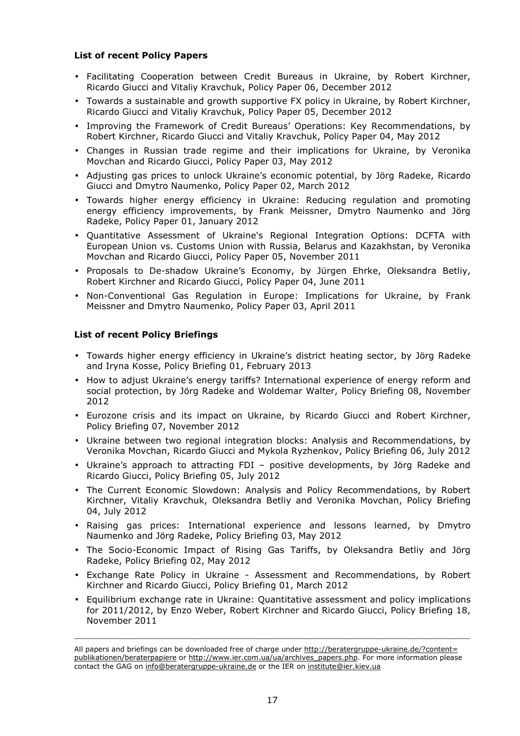### List of recent Policy Papers

- Facilitating Cooperation between Credit Bureaus in Ukraine, by Robert Kirchner, Ricardo Giucci and Vitaliy Kravchuk, Policy Paper 06, December 2012
- Towards a sustainable and growth supportive FX policy in Ukraine, by Robert Kirchner, Ricardo Giucci and Vitaliy Kravchuk, Policy Paper 05, December 2012
- Improving the Framework of Credit Bureaus' Operations: Key Recommendations, by Robert Kirchner, Ricardo Giucci and Vitaliy Kravchuk, Policy Paper 04, May 2012
- Changes in Russian trade regime and their implications for Ukraine, by Veronika Movchan and Ricardo Giucci, Policy Paper 03, May 2012
- Adjusting gas prices to unlock Ukraine's economic potential, by Jörg Radeke, Ricardo Giucci and Dmytro Naumenko, Policy Paper 02, March 2012
- Towards higher energy efficiency in Ukraine: Reducing regulation and promoting energy efficiency improvements, by Frank Meissner, Dmytro Naumenko and Jörg Radeke, Policy Paper 01, January 2012
- Quantitative Assessment of Ukraine's Regional Integration Options: DCFTA with European Union vs. Customs Union with Russia, Belarus and Kazakhstan, by Veronika Movchan and Ricardo Giucci, Policy Paper 05, November 2011
- Proposals to De-shadow Ukraine's Economy, by Jürgen Ehrke, Oleksandra Betliy, Robert Kirchner and Ricardo Giucci, Policy Paper 04, June 2011
- Non-Conventional Gas Regulation in Europe: Implications for Ukraine, by Frank Meissner and Dmytro Naumenko, Policy Paper 03, April 2011

### List of recent Policy Briefings

- Towards higher energy efficiency in Ukraine's district heating sector, by Jörg Radeke and Iryna Kosse, Policy Briefing 01, February 2013
- How to adjust Ukraine's energy tariffs? International experience of energy reform and social protection, by Jörg Radeke and Woldemar Walter, Policy Briefing 08, November 2012
- Eurozone crisis and its impact on Ukraine, by Ricardo Giucci and Robert Kirchner, Policy Briefing 07, November 2012
- Ukraine between two regional integration blocks: Analysis and Recommendations, by Veronika Movchan, Ricardo Giucci and Mykola Ryzhenkov, Policy Briefing 06, July 2012
- Ukraine's approach to attracting FDI – positive developments, by Jörg Radeke and Ricardo Giucci, Policy Briefing 05, July 2012
- The Current Economic Slowdown: Analysis and Policy Recommendations, by Robert Kirchner, Vitaliy Kravchuk, Oleksandra Betliy and Veronika Movchan, Policy Briefing 04, July 2012
- Raising gas prices: International experience and lessons learned, by Dmytro Naumenko and Jörg Radeke, Policy Briefing 03, May 2012
- The Socio-Economic Impact of Rising Gas Tariffs, by Oleksandra Betliy and Jörg Radeke, Policy Briefing 02, May 2012
- Exchange Rate Policy in Ukraine - Assessment and Recommendations, by Robert Kirchner and Ricardo Giucci, Policy Briefing 01, March 2012
- Equilibrium exchange rate in Ukraine: Quantitative assessment and policy implications for 2011/2012, by Enzo Weber, Robert Kirchner and Ricardo Giucci, Policy Briefing 18, November 2011

---

All papers and briefings can be downloaded free of charge under http://beratergruppe-ukraine.de/?content=publikationen/beraterpapiere or http://www.ier.com.ua/ua/archives_papers.php. For more information please contact the GAG on info@beratergruppe-ukraine.de or the IER on institute@ier.kiev.ua